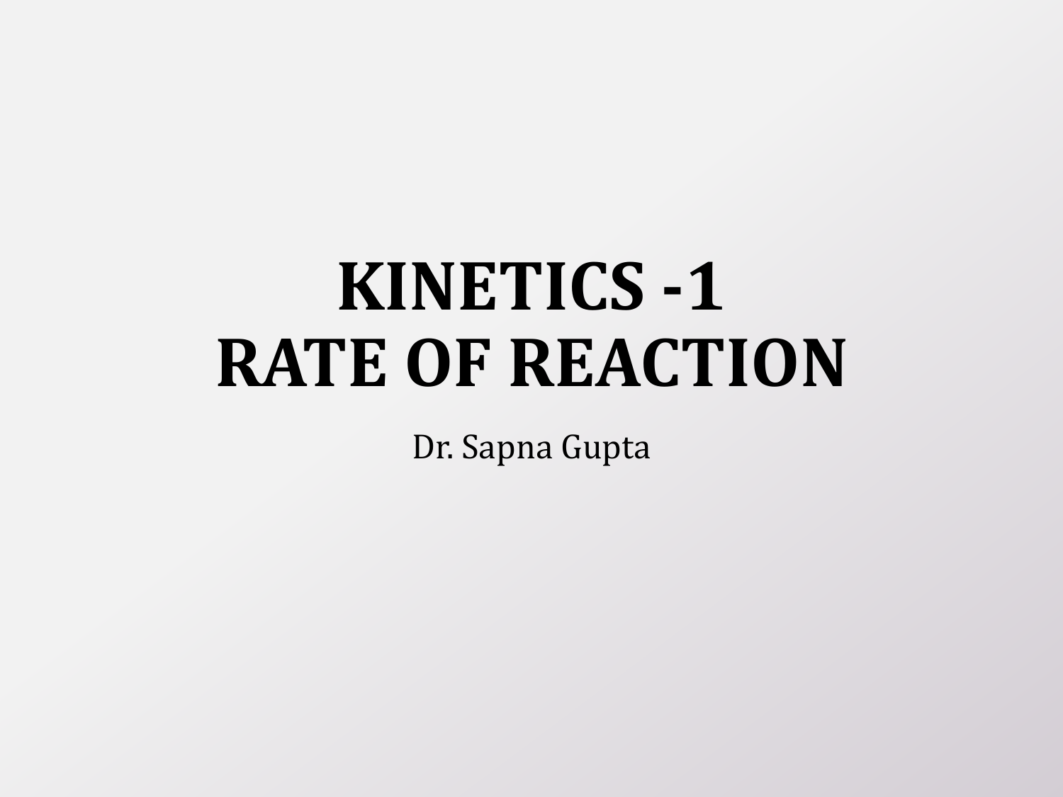# KINETICS -1
# RATE OF REACTION

Dr. Sapna Gupta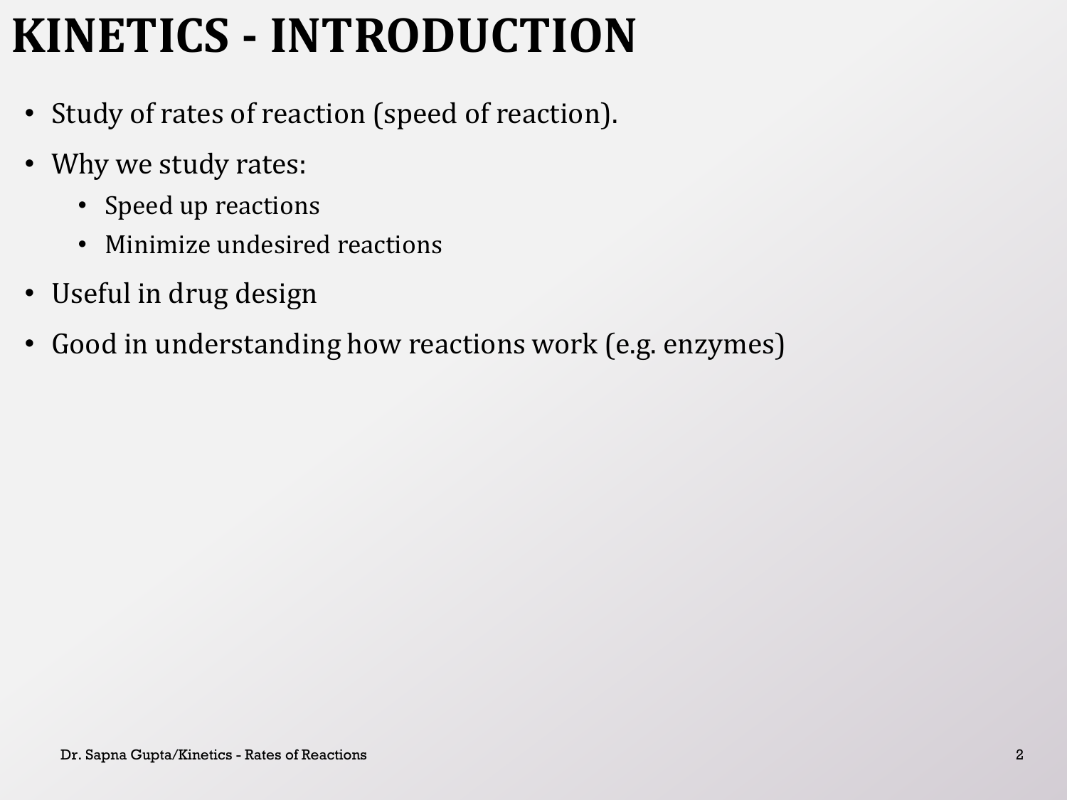# KINETICS - INTRODUCTION

- Study of rates of reaction (speed of reaction).
- Why we study rates:
  - Speed up reactions
  - Minimize undesired reactions
- Useful in drug design
- Good in understanding how reactions work (e.g. enzymes)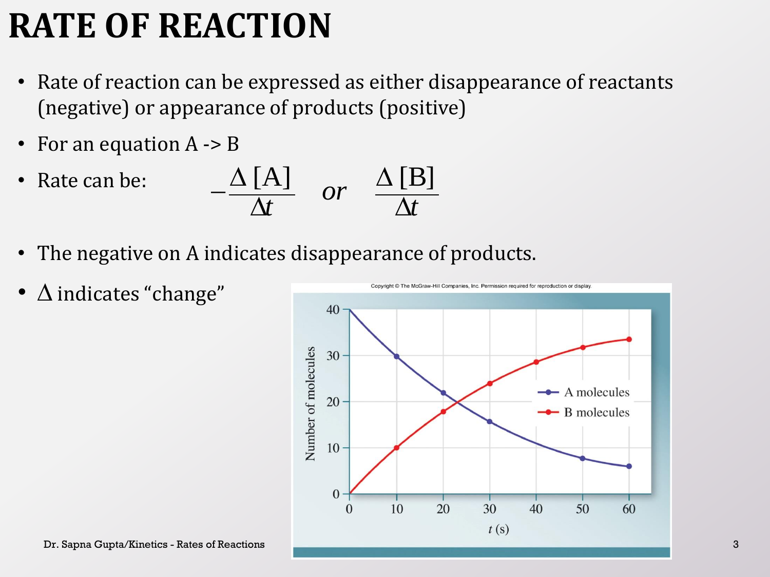# RATE OF REACTION

- Rate of reaction can be expressed as either disappearance of reactants (negative) or appearance of products (positive)
- For an equation A -> B
- Rate can be: $-\dfrac{\Delta [A]}{\Delta t}$ *or* $\dfrac{\Delta [B]}{\Delta t}$
- The negative on A indicates disappearance of products.
- $\Delta$ indicates "change"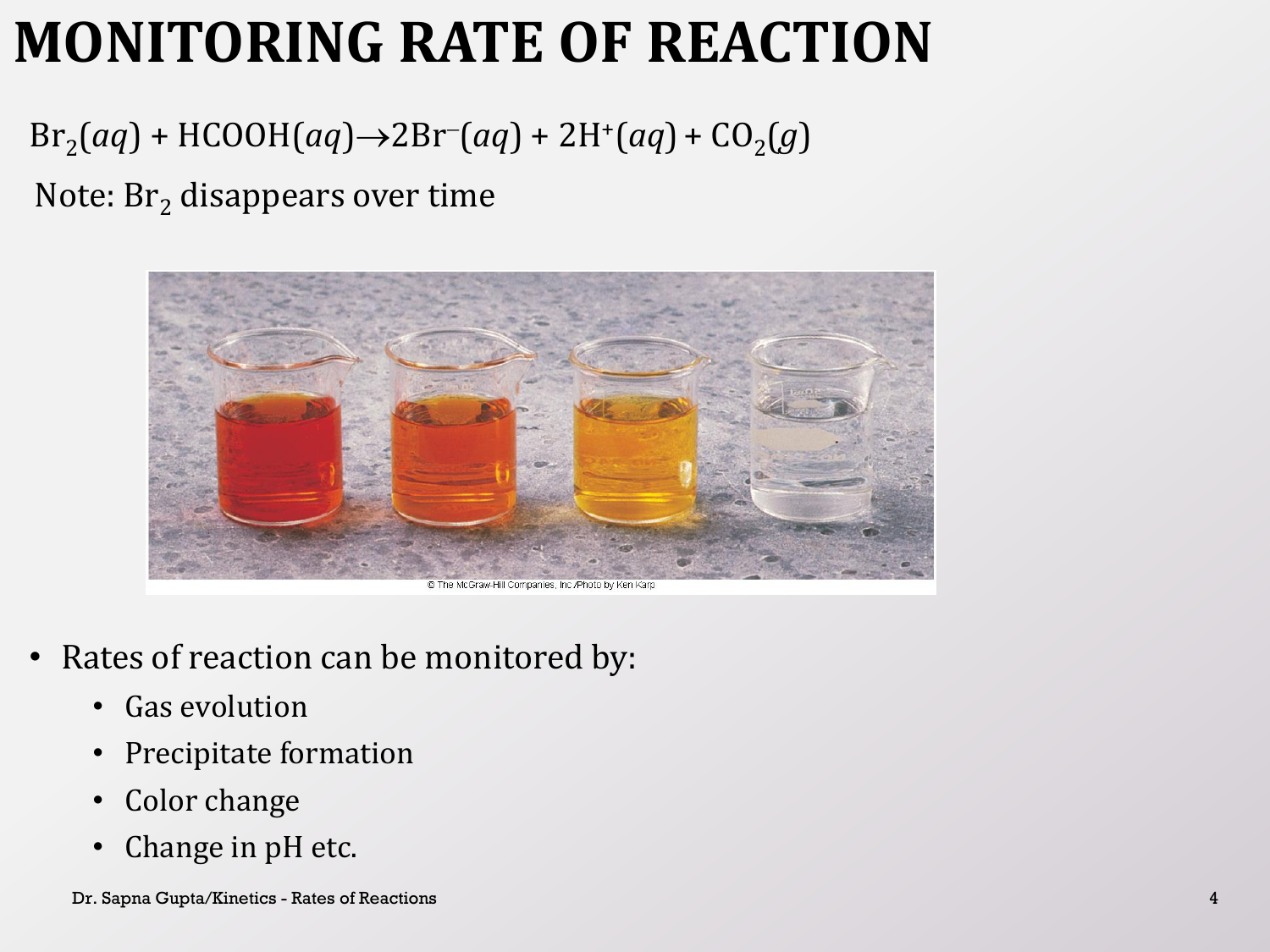# MONITORING RATE OF REACTION

$Br_2(aq) + HCOOH(aq) \rightarrow 2Br^-(aq) + 2H^+(aq) + CO_2(g)$

Note: $Br_2$ disappears over time

© The McGraw-Hill Companies, Inc./Photo by Ken Karp

- Rates of reaction can be monitored by:
  - Gas evolution
  - Precipitate formation
  - Color change
  - Change in pH etc.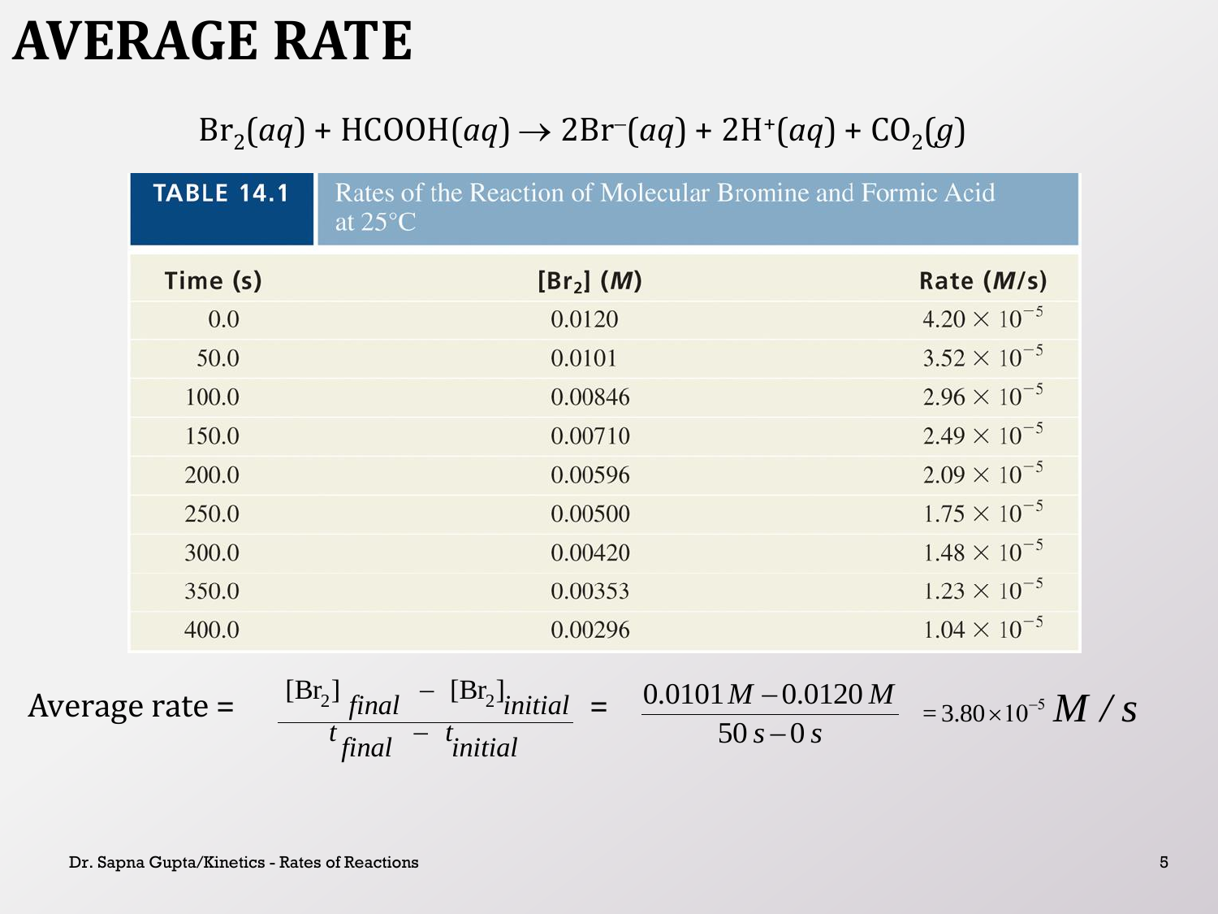# AVERAGE RATE

$$Br_2(aq) + HCOOH(aq) \rightarrow 2Br^-(aq) + 2H^+(aq) + CO_2(g)$$

**TABLE 14.1** Rates of the Reaction of Molecular Bromine and Formic Acid at 25°C

| Time (s) | $[Br_2]$ ($M$) | Rate ($M$/s) |
|---|---|---|
| 0.0 | 0.0120 | $4.20 \times 10^{-5}$ |
| 50.0 | 0.0101 | $3.52 \times 10^{-5}$ |
| 100.0 | 0.00846 | $2.96 \times 10^{-5}$ |
| 150.0 | 0.00710 | $2.49 \times 10^{-5}$ |
| 200.0 | 0.00596 | $2.09 \times 10^{-5}$ |
| 250.0 | 0.00500 | $1.75 \times 10^{-5}$ |
| 300.0 | 0.00420 | $1.48 \times 10^{-5}$ |
| 350.0 | 0.00353 | $1.23 \times 10^{-5}$ |
| 400.0 | 0.00296 | $1.04 \times 10^{-5}$ |

$$\text{Average rate} = \frac{[Br_2]_{final} - [Br_2]_{initial}}{t_{final} - t_{initial}} = \frac{0.0101\,M - 0.0120\,M}{50\,s - 0\,s} = 3.80 \times 10^{-5}\ M/s$$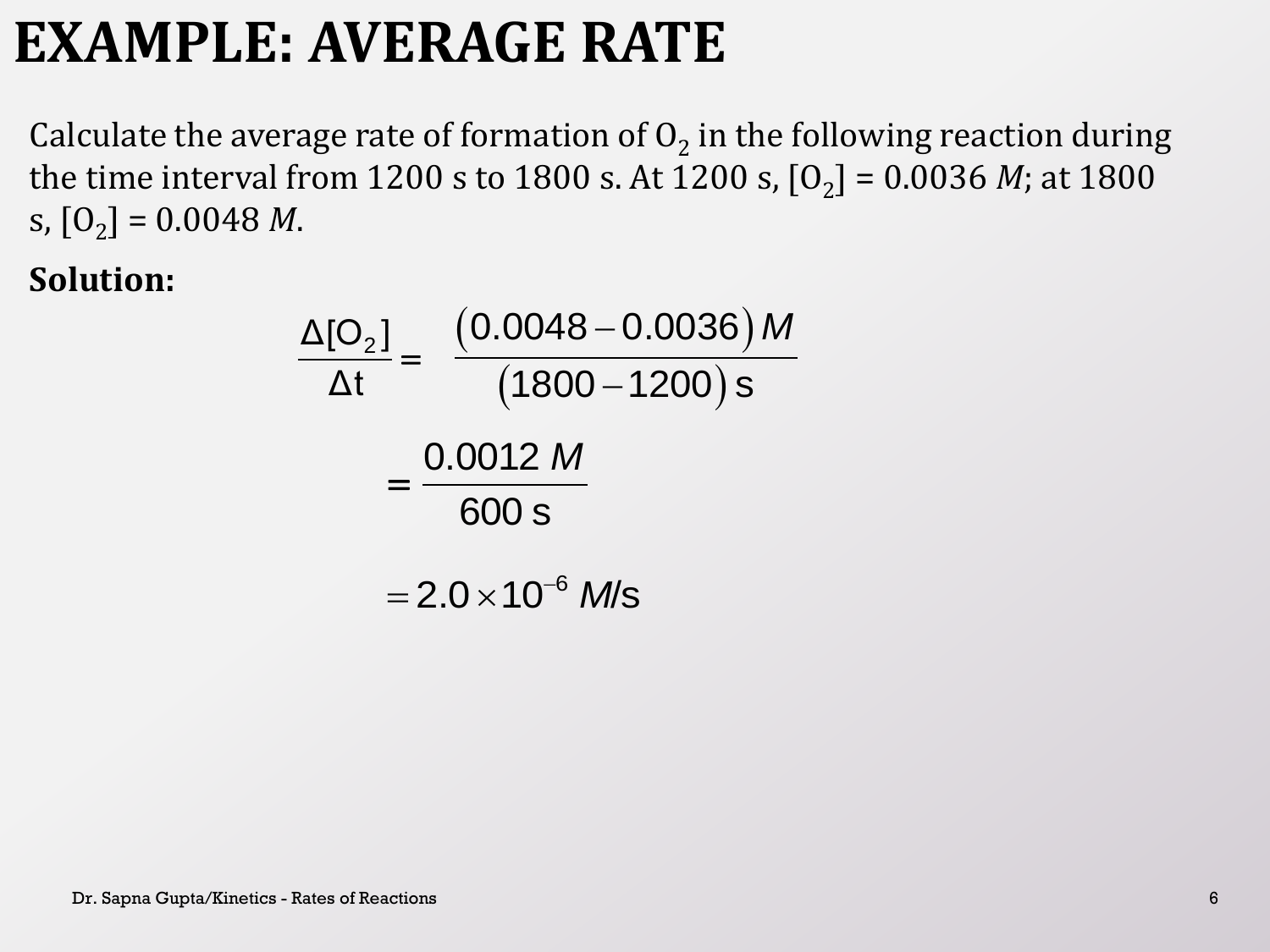# EXAMPLE: AVERAGE RATE

Calculate the average rate of formation of $O_2$ in the following reaction during the time interval from 1200 s to 1800 s. At 1200 s, $[O_2]$ = 0.0036 *M*; at 1800 s, $[O_2]$ = 0.0048 *M*.

**Solution:**

$$\frac{\Delta[O_2]}{\Delta t} = \frac{(0.0048 - 0.0036)\,M}{(1800 - 1200)\,s}$$

$$= \frac{0.0012\,M}{600\,s}$$

$$= 2.0 \times 10^{-6}\,M/s$$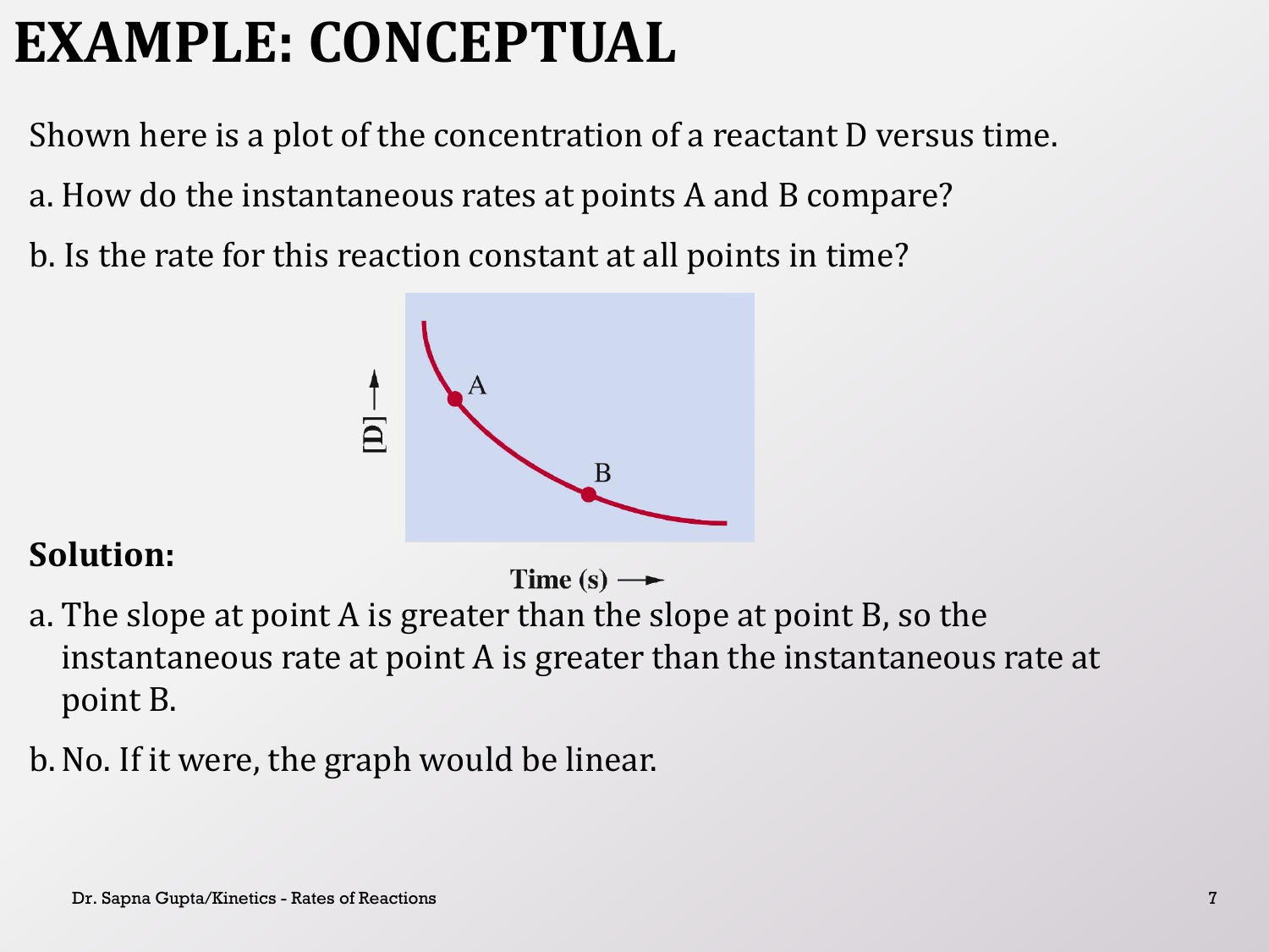# EXAMPLE: CONCEPTUAL

Shown here is a plot of the concentration of a reactant D versus time.

a. How do the instantaneous rates at points A and B compare?

b. Is the rate for this reaction constant at all points in time?

**Solution:**

a. The slope at point A is greater than the slope at point B, so the instantaneous rate at point A is greater than the instantaneous rate at point B.

b. No. If it were, the graph would be linear.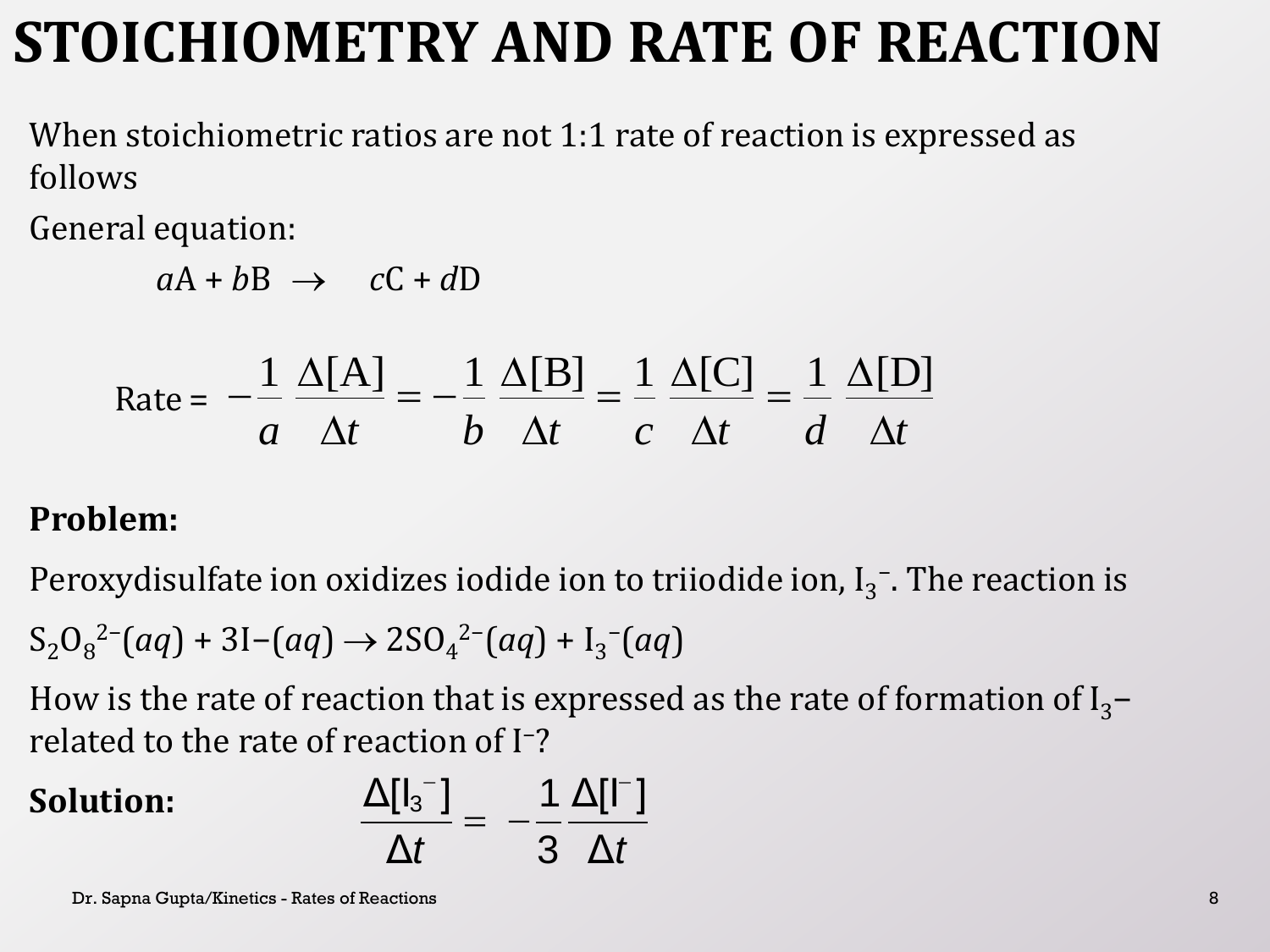# STOICHIOMETRY AND RATE OF REACTION

When stoichiometric ratios are not 1:1 rate of reaction is expressed as follows

General equation:

$$aA + bB \rightarrow cC + dD$$

$$\text{Rate} = -\frac{1}{a}\frac{\Delta[A]}{\Delta t} = -\frac{1}{b}\frac{\Delta[B]}{\Delta t} = \frac{1}{c}\frac{\Delta[C]}{\Delta t} = \frac{1}{d}\frac{\Delta[D]}{\Delta t}$$

**Problem:**

Peroxydisulfate ion oxidizes iodide ion to triiodide ion, $I_3^-$. The reaction is

$S_2O_8^{2-}(aq) + 3I^-(aq) \rightarrow 2SO_4^{2-}(aq) + I_3^-(aq)$

How is the rate of reaction that is expressed as the rate of formation of $I_3^-$ related to the rate of reaction of $I^-$?

**Solution:**

$$\frac{\Delta[I_3^-]}{\Delta t} = -\frac{1}{3}\frac{\Delta[I^-]}{\Delta t}$$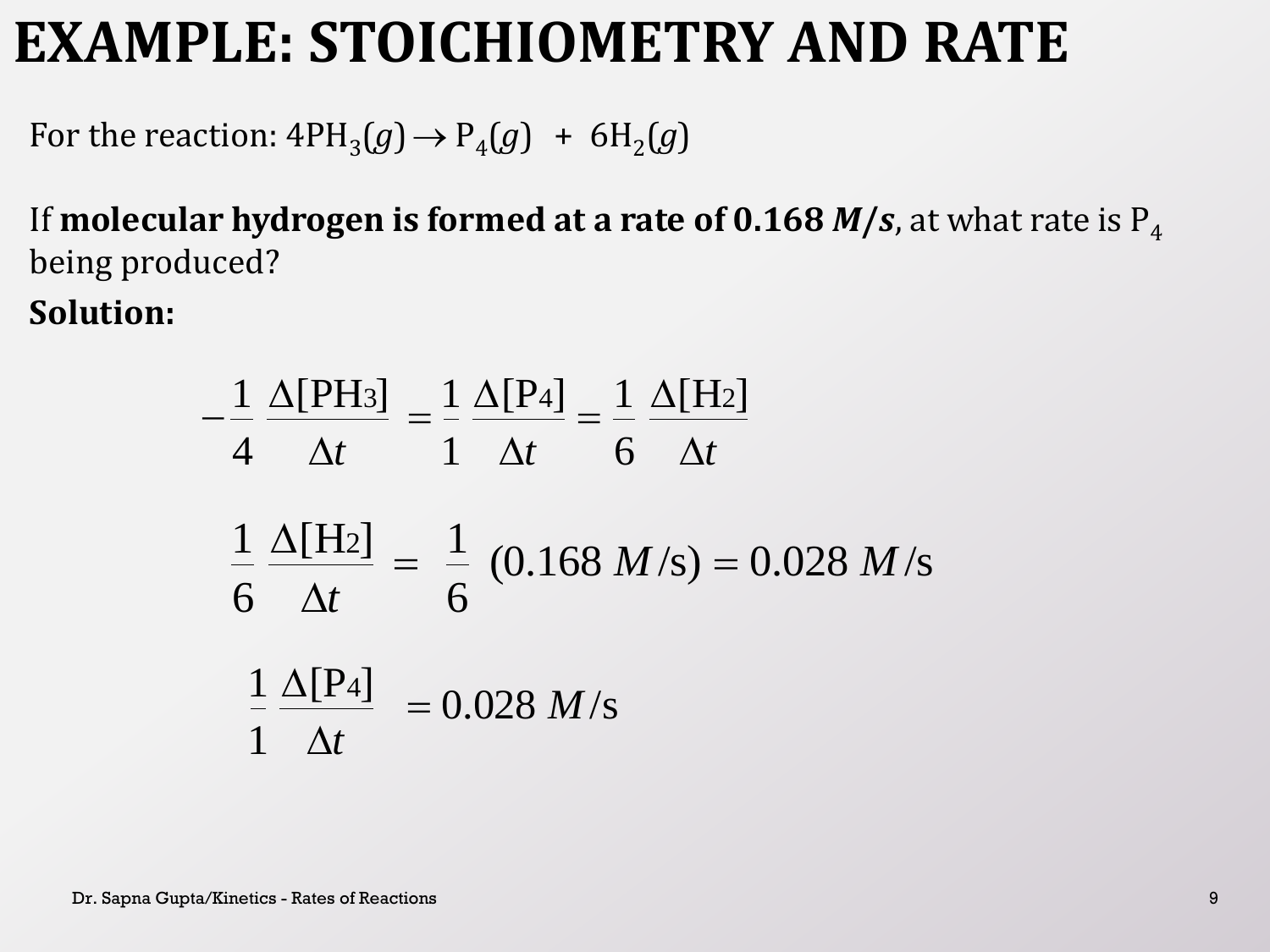# EXAMPLE: STOICHIOMETRY AND RATE

For the reaction: $4PH_3(g) \rightarrow P_4(g) + 6H_2(g)$

If **molecular hydrogen is formed at a rate of 0.168 *M/s***, at what rate is $P_4$ being produced?

**Solution:**

$$-\frac{1}{4}\frac{\Delta[PH_3]}{\Delta t} = \frac{1}{1}\frac{\Delta[P_4]}{\Delta t} = \frac{1}{6}\frac{\Delta[H_2]}{\Delta t}$$

$$\frac{1}{6}\frac{\Delta[H_2]}{\Delta t} = \frac{1}{6}(0.168\ M/\text{s}) = 0.028\ M/\text{s}$$

$$\frac{1}{1}\frac{\Delta[P_4]}{\Delta t} = 0.028\ M/\text{s}$$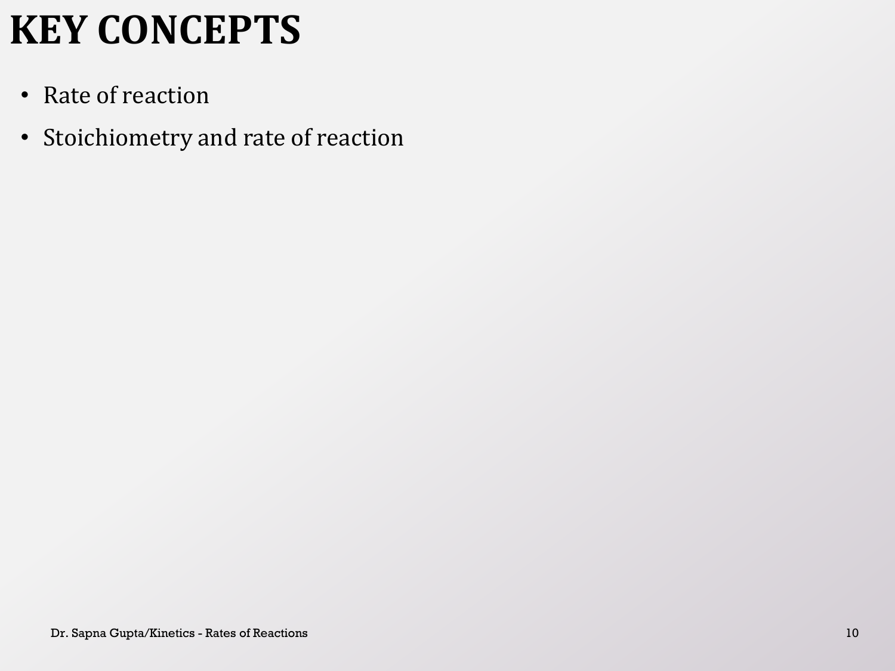# KEY CONCEPTS

- Rate of reaction
- Stoichiometry and rate of reaction